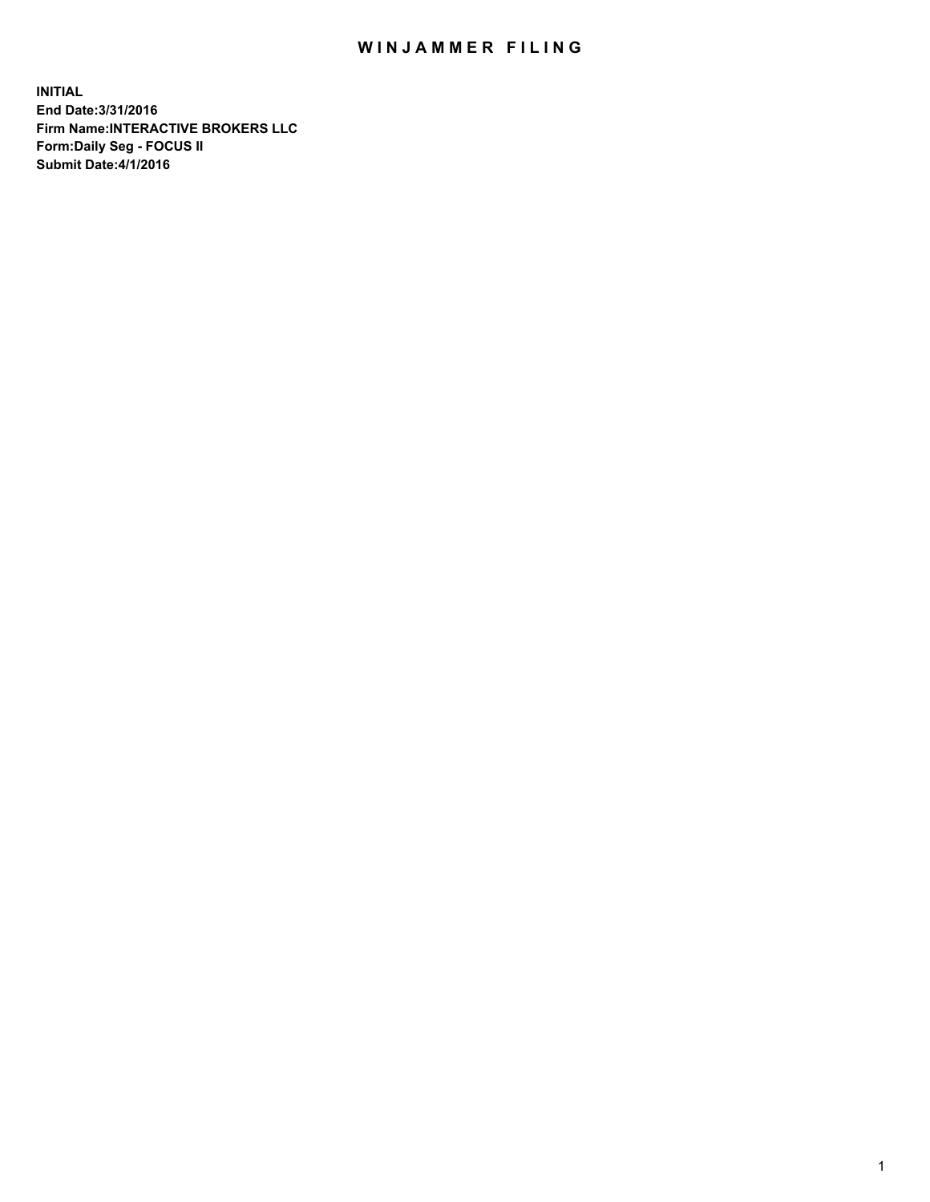# WINJAMMER FILING

**INITIAL**
**End Date:3/31/2016**
**Firm Name:INTERACTIVE BROKERS LLC**
**Form:Daily Seg - FOCUS II**
**Submit Date:4/1/2016**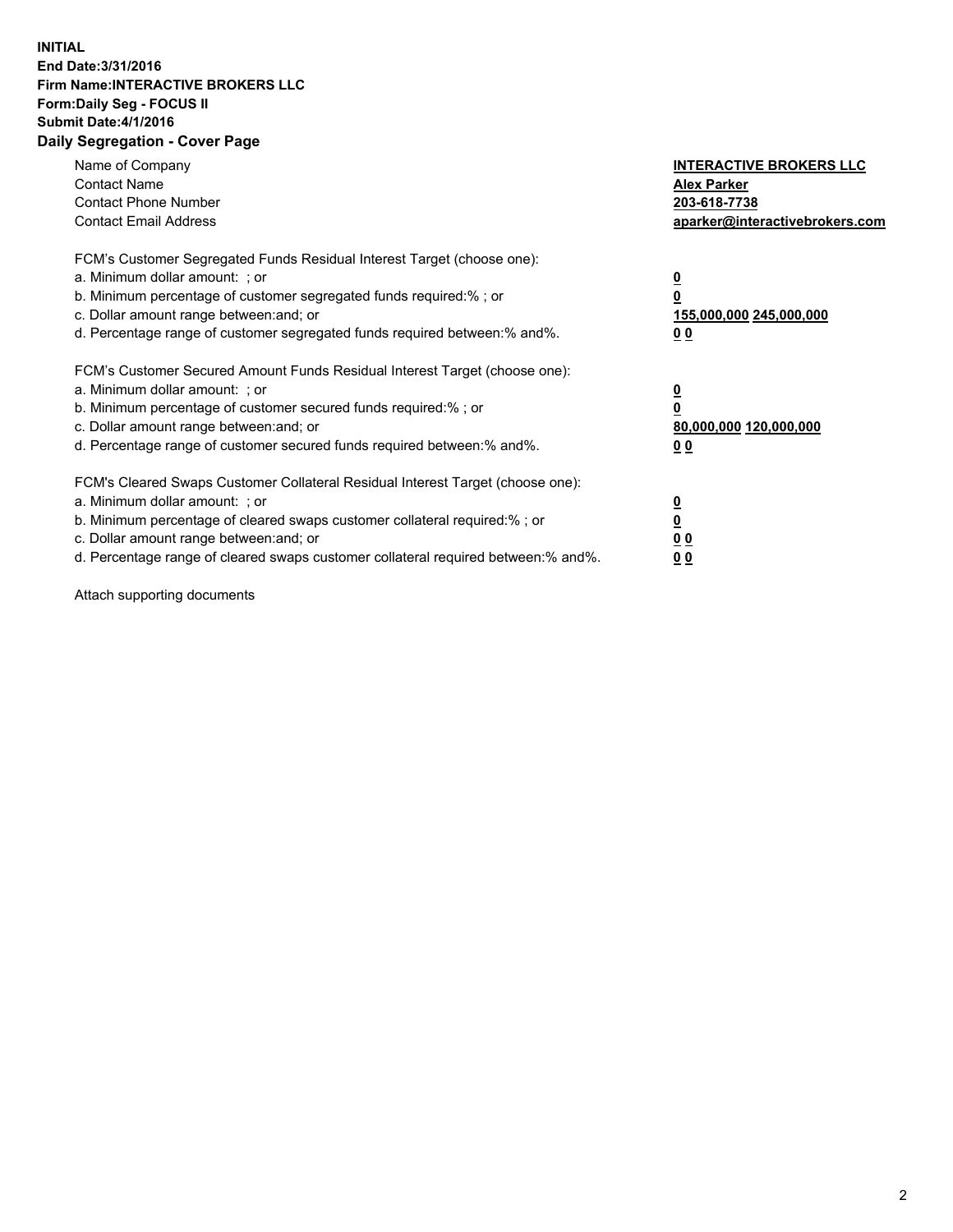**INITIAL**
**End Date:3/31/2016**
**Firm Name:INTERACTIVE BROKERS LLC**
**Form:Daily Seg - FOCUS II**
**Submit Date:4/1/2016**
**Daily Segregation - Cover Page**

| | |
|---|---|
| Name of Company | **INTERACTIVE BROKERS LLC** |
| Contact Name | **Alex Parker** |
| Contact Phone Number | **203-618-7738** |
| Contact Email Address | **aparker@interactivebrokers.com** |

FCM's Customer Segregated Funds Residual Interest Target (choose one):

| | |
|---|---|
| a. Minimum dollar amount: ; or | **0** |
| b. Minimum percentage of customer segregated funds required:% ; or | **0** |
| c. Dollar amount range between:and; or | **155,000,000 245,000,000** |
| d. Percentage range of customer segregated funds required between:% and%. | **0 0** |

FCM's Customer Secured Amount Funds Residual Interest Target (choose one):

| | |
|---|---|
| a. Minimum dollar amount: ; or | **0** |
| b. Minimum percentage of customer secured funds required:% ; or | **0** |
| c. Dollar amount range between:and; or | **80,000,000 120,000,000** |
| d. Percentage range of customer secured funds required between:% and%. | **0 0** |

FCM's Cleared Swaps Customer Collateral Residual Interest Target (choose one):

| | |
|---|---|
| a. Minimum dollar amount: ; or | **0** |
| b. Minimum percentage of cleared swaps customer collateral required:% ; or | **0** |
| c. Dollar amount range between:and; or | **0 0** |
| d. Percentage range of cleared swaps customer collateral required between:% and%. | **0 0** |

Attach supporting documents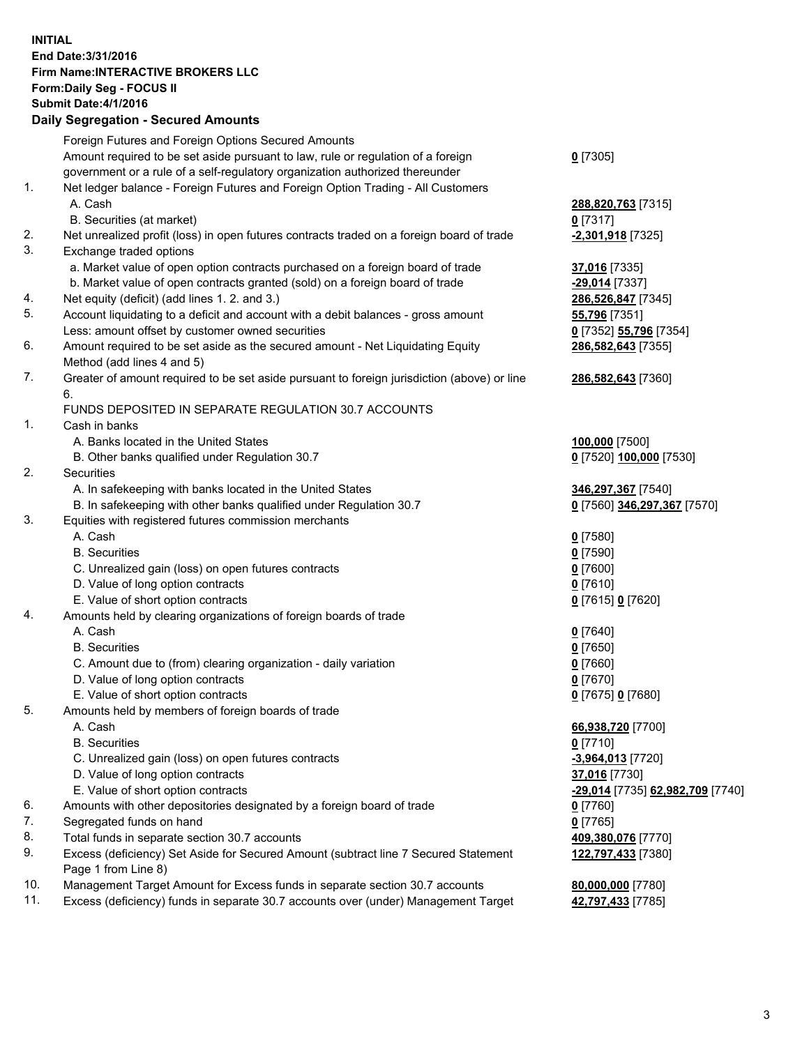**INITIAL**
**End Date:3/31/2016**
**Firm Name:INTERACTIVE BROKERS LLC**
**Form:Daily Seg - FOCUS II**
**Submit Date:4/1/2016**

## Daily Segregation - Secured Amounts

| | | |
|---|---|---|
| | Foreign Futures and Foreign Options Secured Amounts | |
| | Amount required to be set aside pursuant to law, rule or regulation of a foreign government or a rule of a self-regulatory organization authorized thereunder | **0** [7305] |
| 1. | Net ledger balance - Foreign Futures and Foreign Option Trading - All Customers | |
| | A. Cash | **288,820,763** [7315] |
| | B. Securities (at market) | **0** [7317] |
| 2. | Net unrealized profit (loss) in open futures contracts traded on a foreign board of trade | **-2,301,918** [7325] |
| 3. | Exchange traded options | |
| | a. Market value of open option contracts purchased on a foreign board of trade | **37,016** [7335] |
| | b. Market value of open contracts granted (sold) on a foreign board of trade | **-29,014** [7337] |
| 4. | Net equity (deficit) (add lines 1. 2. and 3.) | **286,526,847** [7345] |
| 5. | Account liquidating to a deficit and account with a debit balances - gross amount | **55,796** [7351] |
| | Less: amount offset by customer owned securities | **0** [7352] **55,796** [7354] |
| 6. | Amount required to be set aside as the secured amount - Net Liquidating Equity Method (add lines 4 and 5) | **286,582,643** [7355] |
| 7. | Greater of amount required to be set aside pursuant to foreign jurisdiction (above) or line 6. | **286,582,643** [7360] |
| | FUNDS DEPOSITED IN SEPARATE REGULATION 30.7 ACCOUNTS | |
| 1. | Cash in banks | |
| | A. Banks located in the United States | **100,000** [7500] |
| | B. Other banks qualified under Regulation 30.7 | **0** [7520] **100,000** [7530] |
| 2. | Securities | |
| | A. In safekeeping with banks located in the United States | **346,297,367** [7540] |
| | B. In safekeeping with other banks qualified under Regulation 30.7 | **0** [7560] **346,297,367** [7570] |
| 3. | Equities with registered futures commission merchants | |
| | A. Cash | **0** [7580] |
| | B. Securities | **0** [7590] |
| | C. Unrealized gain (loss) on open futures contracts | **0** [7600] |
| | D. Value of long option contracts | **0** [7610] |
| | E. Value of short option contracts | **0** [7615] **0** [7620] |
| 4. | Amounts held by clearing organizations of foreign boards of trade | |
| | A. Cash | **0** [7640] |
| | B. Securities | **0** [7650] |
| | C. Amount due to (from) clearing organization - daily variation | **0** [7660] |
| | D. Value of long option contracts | **0** [7670] |
| | E. Value of short option contracts | **0** [7675] **0** [7680] |
| 5. | Amounts held by members of foreign boards of trade | |
| | A. Cash | **66,938,720** [7700] |
| | B. Securities | **0** [7710] |
| | C. Unrealized gain (loss) on open futures contracts | **-3,964,013** [7720] |
| | D. Value of long option contracts | **37,016** [7730] |
| | E. Value of short option contracts | **-29,014** [7735] **62,982,709** [7740] |
| 6. | Amounts with other depositories designated by a foreign board of trade | **0** [7760] |
| 7. | Segregated funds on hand | **0** [7765] |
| 8. | Total funds in separate section 30.7 accounts | **409,380,076** [7770] |
| 9. | Excess (deficiency) Set Aside for Secured Amount (subtract line 7 Secured Statement Page 1 from Line 8) | **122,797,433** [7380] |
| 10. | Management Target Amount for Excess funds in separate section 30.7 accounts | **80,000,000** [7780] |
| 11. | Excess (deficiency) funds in separate 30.7 accounts over (under) Management Target | **42,797,433** [7785] |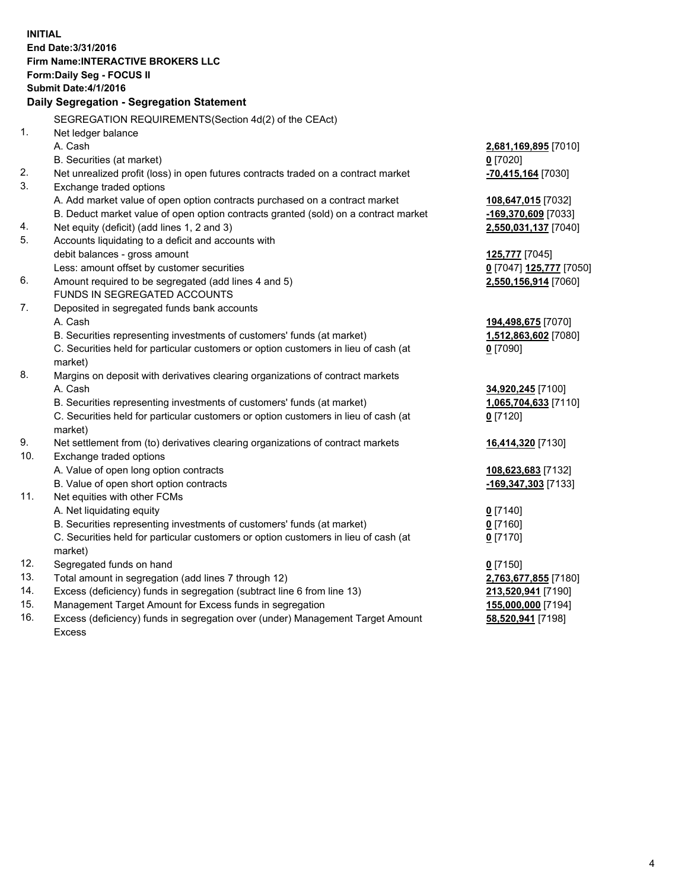**INITIAL**
**End Date:3/31/2016**
**Firm Name:INTERACTIVE BROKERS LLC**
**Form:Daily Seg - FOCUS II**
**Submit Date:4/1/2016**

**Daily Segregation - Segregation Statement**

| | | |
|---|---|---|
| | SEGREGATION REQUIREMENTS(Section 4d(2) of the CEAct) | |
| 1. | Net ledger balance | |
| | A. Cash | **2,681,169,895** [7010] |
| | B. Securities (at market) | **0** [7020] |
| 2. | Net unrealized profit (loss) in open futures contracts traded on a contract market | **-70,415,164** [7030] |
| 3. | Exchange traded options | |
| | A. Add market value of open option contracts purchased on a contract market | **108,647,015** [7032] |
| | B. Deduct market value of open option contracts granted (sold) on a contract market | **-169,370,609** [7033] |
| 4. | Net equity (deficit) (add lines 1, 2 and 3) | **2,550,031,137** [7040] |
| 5. | Accounts liquidating to a deficit and accounts with debit balances - gross amount | **125,777** [7045] |
| | Less: amount offset by customer securities | **0** [7047] **125,777** [7050] |
| 6. | Amount required to be segregated (add lines 4 and 5) | **2,550,156,914** [7060] |
| | FUNDS IN SEGREGATED ACCOUNTS | |
| 7. | Deposited in segregated funds bank accounts | |
| | A. Cash | **194,498,675** [7070] |
| | B. Securities representing investments of customers' funds (at market) | **1,512,863,602** [7080] |
| | C. Securities held for particular customers or option customers in lieu of cash (at market) | **0** [7090] |
| 8. | Margins on deposit with derivatives clearing organizations of contract markets | |
| | A. Cash | **34,920,245** [7100] |
| | B. Securities representing investments of customers' funds (at market) | **1,065,704,633** [7110] |
| | C. Securities held for particular customers or option customers in lieu of cash (at market) | **0** [7120] |
| 9. | Net settlement from (to) derivatives clearing organizations of contract markets | **16,414,320** [7130] |
| 10. | Exchange traded options | |
| | A. Value of open long option contracts | **108,623,683** [7132] |
| | B. Value of open short option contracts | **-169,347,303** [7133] |
| 11. | Net equities with other FCMs | |
| | A. Net liquidating equity | **0** [7140] |
| | B. Securities representing investments of customers' funds (at market) | **0** [7160] |
| | C. Securities held for particular customers or option customers in lieu of cash (at market) | **0** [7170] |
| 12. | Segregated funds on hand | **0** [7150] |
| 13. | Total amount in segregation (add lines 7 through 12) | **2,763,677,855** [7180] |
| 14. | Excess (deficiency) funds in segregation (subtract line 6 from line 13) | **213,520,941** [7190] |
| 15. | Management Target Amount for Excess funds in segregation | **155,000,000** [7194] |
| 16. | Excess (deficiency) funds in segregation over (under) Management Target Amount Excess | **58,520,941** [7198] |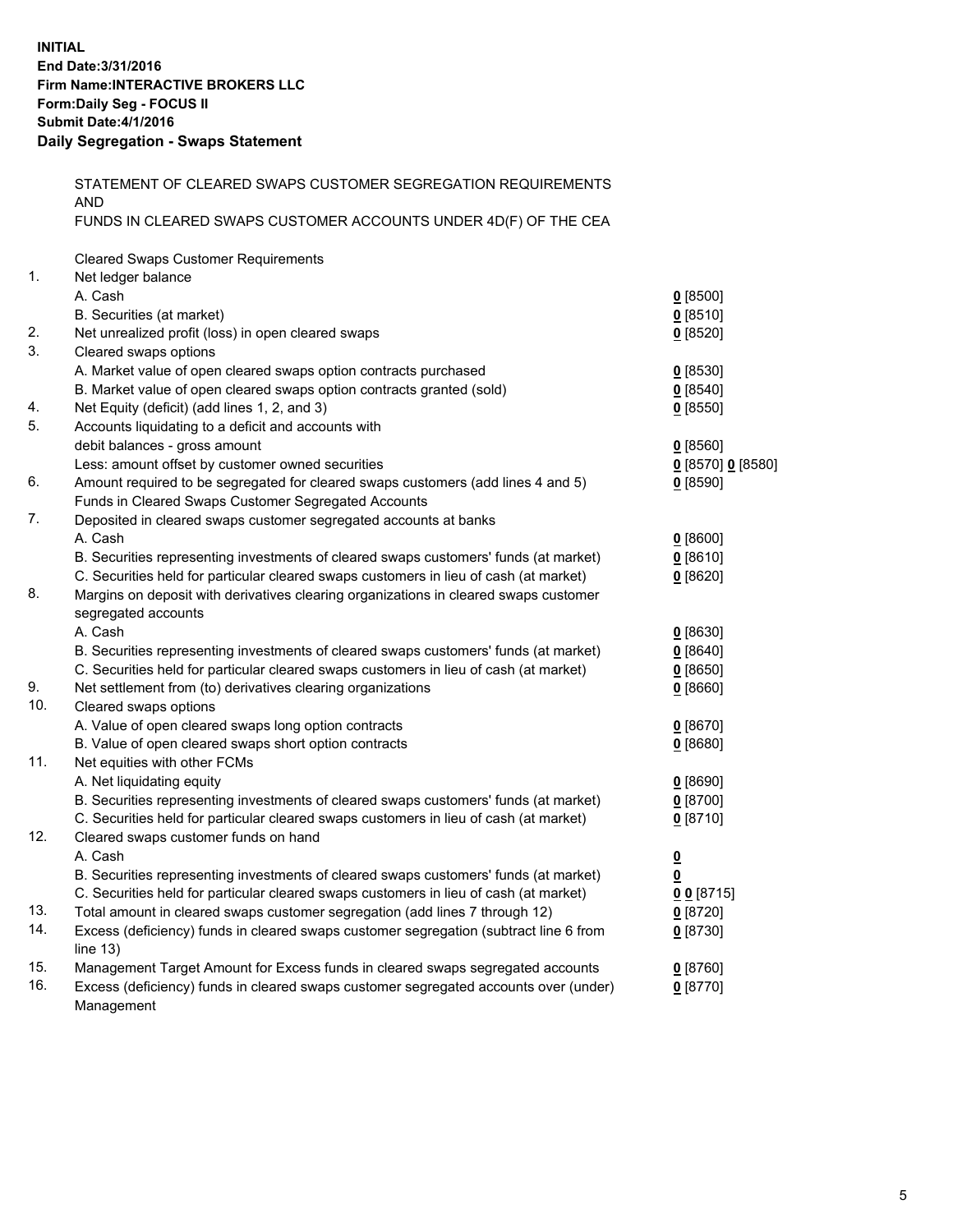**INITIAL**
**End Date:3/31/2016**
**Firm Name:INTERACTIVE BROKERS LLC**
**Form:Daily Seg - FOCUS II**
**Submit Date:4/1/2016**
**Daily Segregation - Swaps Statement**

STATEMENT OF CLEARED SWAPS CUSTOMER SEGREGATION REQUIREMENTS AND FUNDS IN CLEARED SWAPS CUSTOMER ACCOUNTS UNDER 4D(F) OF THE CEA

| | | |
|---|---|---|
| | Cleared Swaps Customer Requirements | |
| 1. | Net ledger balance | |
| | A. Cash | 0 [8500] |
| | B. Securities (at market) | 0 [8510] |
| 2. | Net unrealized profit (loss) in open cleared swaps | 0 [8520] |
| 3. | Cleared swaps options | |
| | A. Market value of open cleared swaps option contracts purchased | 0 [8530] |
| | B. Market value of open cleared swaps option contracts granted (sold) | 0 [8540] |
| 4. | Net Equity (deficit) (add lines 1, 2, and 3) | 0 [8550] |
| 5. | Accounts liquidating to a deficit and accounts with debit balances - gross amount | 0 [8560] |
| | Less: amount offset by customer owned securities | 0 [8570] 0 [8580] |
| 6. | Amount required to be segregated for cleared swaps customers (add lines 4 and 5) | 0 [8590] |
| | Funds in Cleared Swaps Customer Segregated Accounts | |
| 7. | Deposited in cleared swaps customer segregated accounts at banks | |
| | A. Cash | 0 [8600] |
| | B. Securities representing investments of cleared swaps customers' funds (at market) | 0 [8610] |
| | C. Securities held for particular cleared swaps customers in lieu of cash (at market) | 0 [8620] |
| 8. | Margins on deposit with derivatives clearing organizations in cleared swaps customer segregated accounts | |
| | A. Cash | 0 [8630] |
| | B. Securities representing investments of cleared swaps customers' funds (at market) | 0 [8640] |
| | C. Securities held for particular cleared swaps customers in lieu of cash (at market) | 0 [8650] |
| 9. | Net settlement from (to) derivatives clearing organizations | 0 [8660] |
| 10. | Cleared swaps options | |
| | A. Value of open cleared swaps long option contracts | 0 [8670] |
| | B. Value of open cleared swaps short option contracts | 0 [8680] |
| 11. | Net equities with other FCMs | |
| | A. Net liquidating equity | 0 [8690] |
| | B. Securities representing investments of cleared swaps customers' funds (at market) | 0 [8700] |
| | C. Securities held for particular cleared swaps customers in lieu of cash (at market) | 0 [8710] |
| 12. | Cleared swaps customer funds on hand | |
| | A. Cash | 0 |
| | B. Securities representing investments of cleared swaps customers' funds (at market) | 0 |
| | C. Securities held for particular cleared swaps customers in lieu of cash (at market) | 0 0 [8715] |
| 13. | Total amount in cleared swaps customer segregation (add lines 7 through 12) | 0 [8720] |
| 14. | Excess (deficiency) funds in cleared swaps customer segregation (subtract line 6 from line 13) | 0 [8730] |
| 15. | Management Target Amount for Excess funds in cleared swaps segregated accounts | 0 [8760] |
| 16. | Excess (deficiency) funds in cleared swaps customer segregated accounts over (under) Management | 0 [8770] |